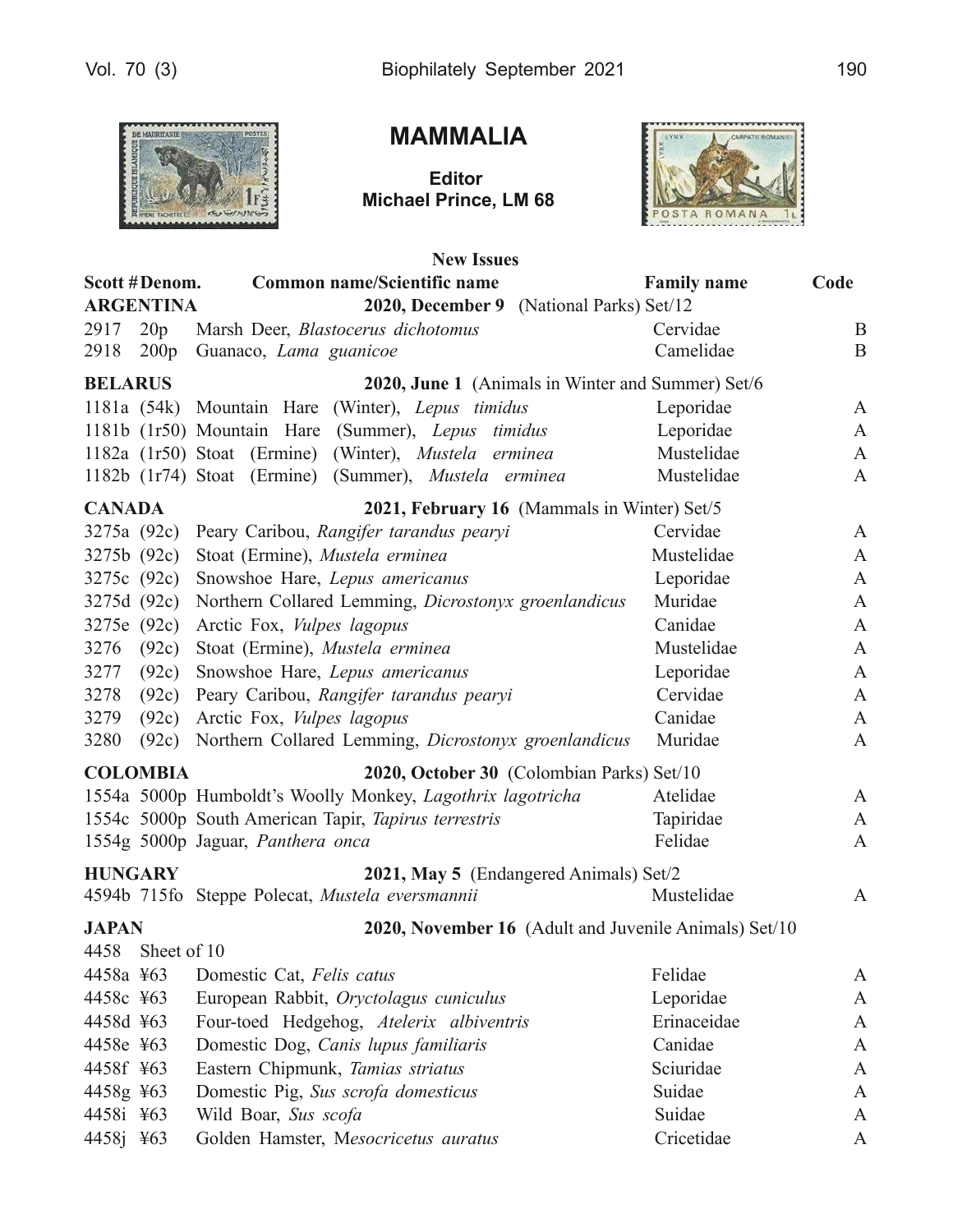# MAMMALIA

**Editor**
**Michael Prince, LM 68**

**New Issues**

| Scott # | Denom. | Common name/Scientific name | Family name | Code |
|---|---|---|---|---|
| **ARGENTINA** | | **2020, December 9** (National Parks) Set/12 | | |
| 2917 | 20p | Marsh Deer, *Blastocerus dichotomus* | Cervidae | B |
| 2918 | 200p | Guanaco, *Lama guanicoe* | Camelidae | B |
| **BELARUS** | | **2020, June 1** (Animals in Winter and Summer) Set/6 | | |
| 1181a | (54k) | Mountain Hare (Winter), *Lepus timidus* | Leporidae | A |
| 1181b | (1r50) | Mountain Hare (Summer), *Lepus timidus* | Leporidae | A |
| 1182a | (1r50) | Stoat (Ermine) (Winter), *Mustela erminea* | Mustelidae | A |
| 1182b | (1r74) | Stoat (Ermine) (Summer), *Mustela erminea* | Mustelidae | A |
| **CANADA** | | **2021, February 16** (Mammals in Winter) Set/5 | | |
| 3275a | (92c) | Peary Caribou, *Rangifer tarandus pearyi* | Cervidae | A |
| 3275b | (92c) | Stoat (Ermine), *Mustela erminea* | Mustelidae | A |
| 3275c | (92c) | Snowshoe Hare, *Lepus americanus* | Leporidae | A |
| 3275d | (92c) | Northern Collared Lemming, *Dicrostonyx groenlandicus* | Muridae | A |
| 3275e | (92c) | Arctic Fox, *Vulpes lagopus* | Canidae | A |
| 3276 | (92c) | Stoat (Ermine), *Mustela erminea* | Mustelidae | A |
| 3277 | (92c) | Snowshoe Hare, *Lepus americanus* | Leporidae | A |
| 3278 | (92c) | Peary Caribou, *Rangifer tarandus pearyi* | Cervidae | A |
| 3279 | (92c) | Arctic Fox, *Vulpes lagopus* | Canidae | A |
| 3280 | (92c) | Northern Collared Lemming, *Dicrostonyx groenlandicus* | Muridae | A |
| **COLOMBIA** | | **2020, October 30** (Colombian Parks) Set/10 | | |
| 1554a | 5000p | Humboldt's Woolly Monkey, *Lagothrix lagotricha* | Atelidae | A |
| 1554c | 5000p | South American Tapir, *Tapirus terrestris* | Tapiridae | A |
| 1554g | 5000p | Jaguar, *Panthera onca* | Felidae | A |
| **HUNGARY** | | **2021, May 5** (Endangered Animals) Set/2 | | |
| 4594b | 715fo | Steppe Polecat, *Mustela eversmannii* | Mustelidae | A |
| **JAPAN** | | **2020, November 16** (Adult and Juvenile Animals) Set/10 | | |
| 4458 | | Sheet of 10 | | |
| 4458a | ¥63 | Domestic Cat, *Felis catus* | Felidae | A |
| 4458c | ¥63 | European Rabbit, *Oryctolagus cuniculus* | Leporidae | A |
| 4458d | ¥63 | Four-toed Hedgehog, *Atelerix albiventris* | Erinaceidae | A |
| 4458e | ¥63 | Domestic Dog, *Canis lupus familiaris* | Canidae | A |
| 4458f | ¥63 | Eastern Chipmunk, *Tamias striatus* | Sciuridae | A |
| 4458g | ¥63 | Domestic Pig, *Sus scrofa domesticus* | Suidae | A |
| 4458i | ¥63 | Wild Boar, *Sus scofa* | Suidae | A |
| 4458j | ¥63 | Golden Hamster, M*esocricetus auratus* | Cricetidae | A |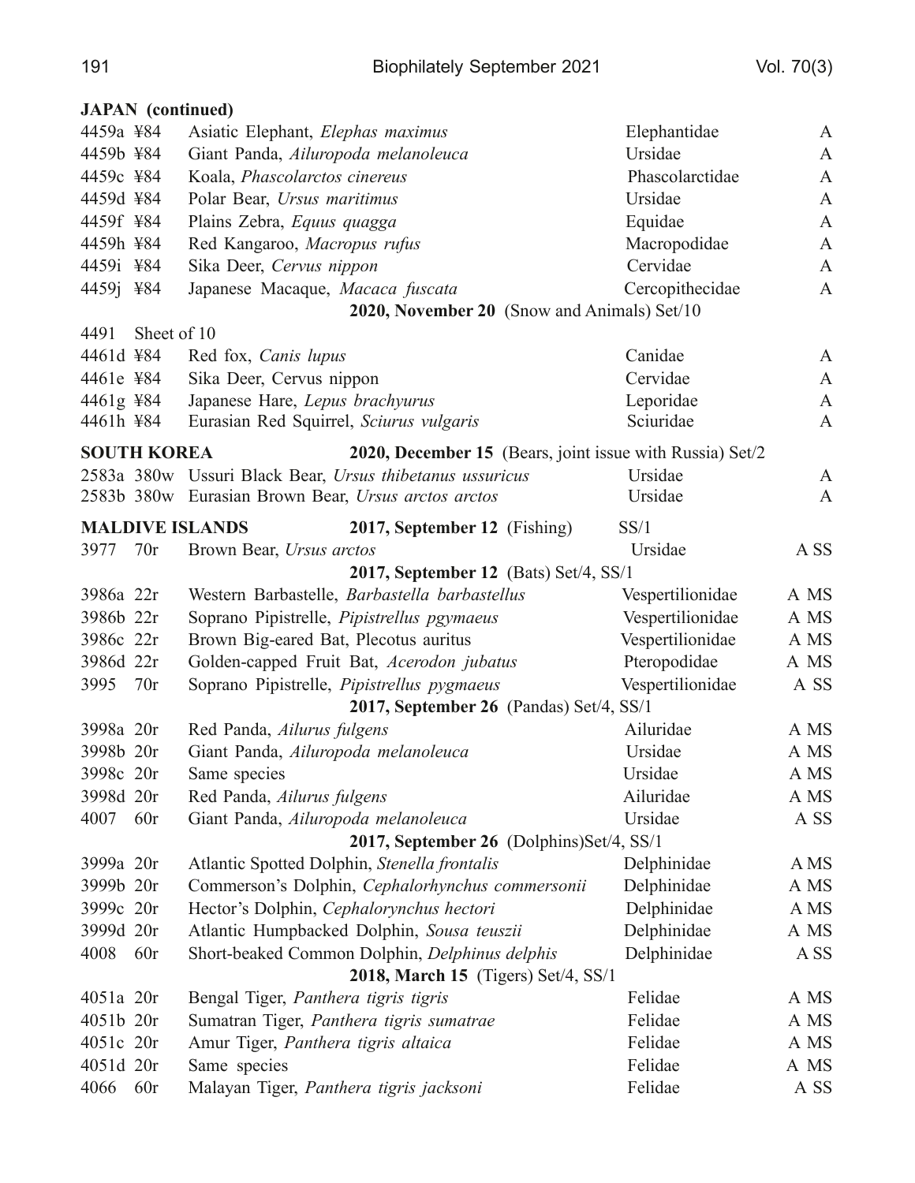**JAPAN (continued)**

| | | | | |
|---|---|---|---|---|
| 4459a | ¥84 | Asiatic Elephant, *Elephas maximus* | Elephantidae | A |
| 4459b | ¥84 | Giant Panda, *Ailuropoda melanoleuca* | Ursidae | A |
| 4459c | ¥84 | Koala, *Phascolarctos cinereus* | Phascolarctidae | A |
| 4459d | ¥84 | Polar Bear, *Ursus maritimus* | Ursidae | A |
| 4459f | ¥84 | Plains Zebra, *Equus quagga* | Equidae | A |
| 4459h | ¥84 | Red Kangaroo, *Macropus rufus* | Macropodidae | A |
| 4459i | ¥84 | Sika Deer, *Cervus nippon* | Cervidae | A |
| 4459j | ¥84 | Japanese Macaque, *Macaca fuscata* | Cercopithecidae | A |

**2020, November 20** (Snow and Animals) Set/10

4491 Sheet of 10

| | | | | |
|---|---|---|---|---|
| 4461d | ¥84 | Red fox, *Canis lupus* | Canidae | A |
| 4461e | ¥84 | Sika Deer, Cervus nippon | Cervidae | A |
| 4461g | ¥84 | Japanese Hare, *Lepus brachyurus* | Leporidae | A |
| 4461h | ¥84 | Eurasian Red Squirrel, *Sciurus vulgaris* | Sciuridae | A |

**SOUTH KOREA** **2020, December 15** (Bears, joint issue with Russia) Set/2

| | | | | |
|---|---|---|---|---|
| 2583a | 380w | Ussuri Black Bear, *Ursus thibetanus ussuricus* | Ursidae | A |
| 2583b | 380w | Eurasian Brown Bear, *Ursus arctos arctos* | Ursidae | A |

**MALDIVE ISLANDS** **2017, September 12** (Fishing) SS/1

| | | | | |
|---|---|---|---|---|
| 3977 | 70r | Brown Bear, *Ursus arctos* | Ursidae | A SS |

**2017, September 12** (Bats) Set/4, SS/1

| | | | | |
|---|---|---|---|---|
| 3986a | 22r | Western Barbastelle, *Barbastella barbastellus* | Vespertilionidae | A MS |
| 3986b | 22r | Soprano Pipistrelle, *Pipistrellus pgymaeus* | Vespertilionidae | A MS |
| 3986c | 22r | Brown Big-eared Bat, Plecotus auritus | Vespertilionidae | A MS |
| 3986d | 22r | Golden-capped Fruit Bat, *Acerodon jubatus* | Pteropodidae | A MS |
| 3995 | 70r | Soprano Pipistrelle, *Pipistrellus pygmaeus* | Vespertilionidae | A SS |

**2017, September 26** (Pandas) Set/4, SS/1

| | | | | |
|---|---|---|---|---|
| 3998a | 20r | Red Panda, *Ailurus fulgens* | Ailuridae | A MS |
| 3998b | 20r | Giant Panda, *Ailuropoda melanoleuca* | Ursidae | A MS |
| 3998c | 20r | Same species | Ursidae | A MS |
| 3998d | 20r | Red Panda, *Ailurus fulgens* | Ailuridae | A MS |
| 4007 | 60r | Giant Panda, *Ailuropoda melanoleuca* | Ursidae | A SS |

**2017, September 26** (Dolphins)Set/4, SS/1

| | | | | |
|---|---|---|---|---|
| 3999a | 20r | Atlantic Spotted Dolphin, *Stenella frontalis* | Delphinidae | A MS |
| 3999b | 20r | Commerson's Dolphin, *Cephalorhynchus commersonii* | Delphinidae | A MS |
| 3999c | 20r | Hector's Dolphin, *Cephalorynchus hectori* | Delphinidae | A MS |
| 3999d | 20r | Atlantic Humpbacked Dolphin, *Sousa teuszii* | Delphinidae | A MS |
| 4008 | 60r | Short-beaked Common Dolphin, *Delphinus delphis* | Delphinidae | A SS |

**2018, March 15** (Tigers) Set/4, SS/1

| | | | | |
|---|---|---|---|---|
| 4051a | 20r | Bengal Tiger, *Panthera tigris tigris* | Felidae | A MS |
| 4051b | 20r | Sumatran Tiger, *Panthera tigris sumatrae* | Felidae | A MS |
| 4051c | 20r | Amur Tiger, *Panthera tigris altaica* | Felidae | A MS |
| 4051d | 20r | Same species | Felidae | A MS |
| 4066 | 60r | Malayan Tiger, *Panthera tigris jacksoni* | Felidae | A SS |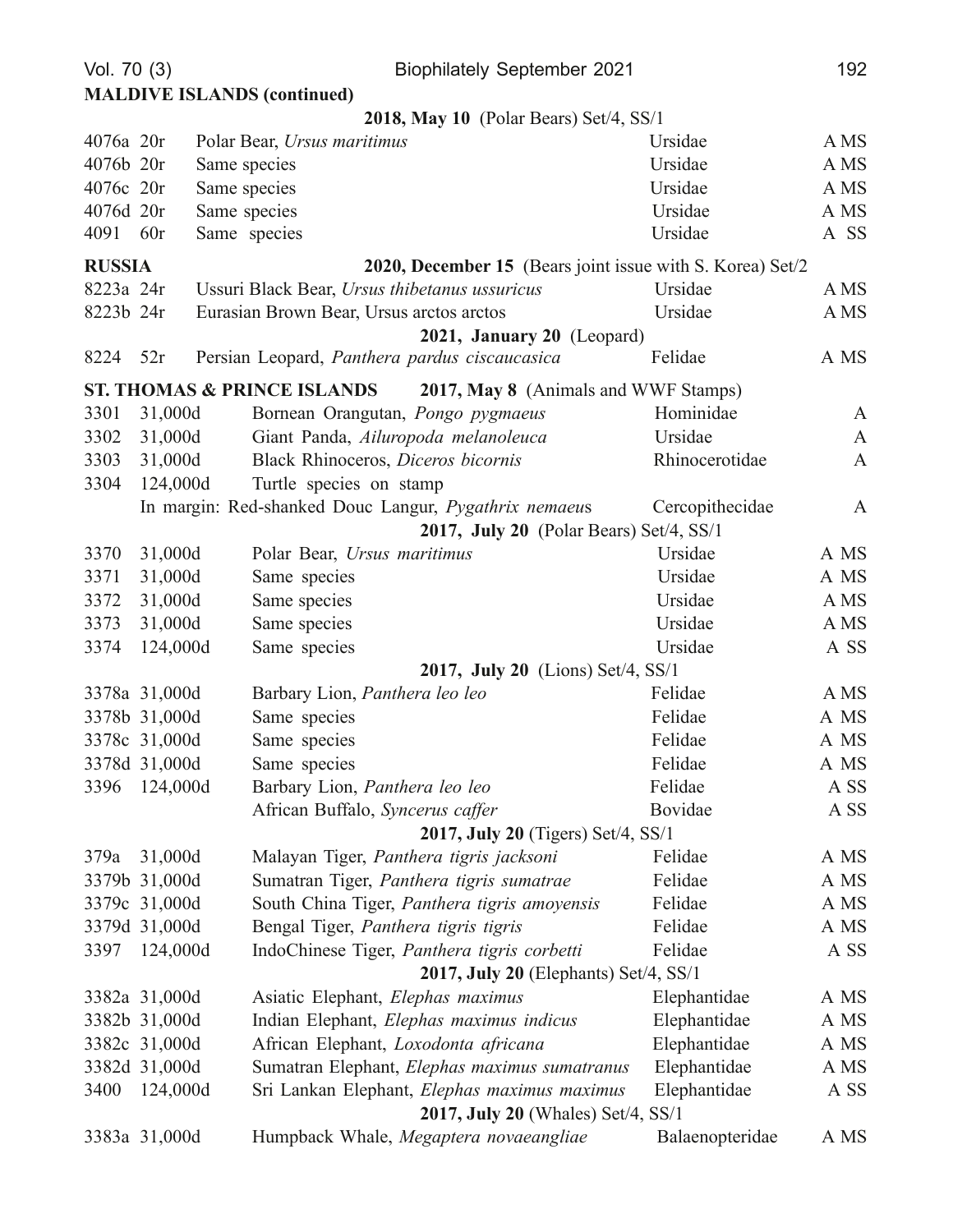**MALDIVE ISLANDS (continued)**

**2018, May 10** (Polar Bears) Set/4, SS/1

| | | | | |
|---|---|---|---|---|
| 4076a | 20r | Polar Bear, *Ursus maritimus* | Ursidae | A MS |
| 4076b | 20r | Same species | Ursidae | A MS |
| 4076c | 20r | Same species | Ursidae | A MS |
| 4076d | 20r | Same species | Ursidae | A MS |
| 4091 | 60r | Same species | Ursidae | A SS |

**RUSSIA**

**2020, December 15** (Bears joint issue with S. Korea) Set/2

| | | | | |
|---|---|---|---|---|
| 8223a | 24r | Ussuri Black Bear, *Ursus thibetanus ussuricus* | Ursidae | A MS |
| 8223b | 24r | Eurasian Brown Bear, Ursus arctos arctos | Ursidae | A MS |

**2021, January 20** (Leopard)

| | | | | |
|---|---|---|---|---|
| 8224 | 52r | Persian Leopard, *Panthera pardus ciscaucasica* | Felidae | A MS |

**ST. THOMAS & PRINCE ISLANDS**

**2017, May 8** (Animals and WWF Stamps)

| | | | | |
|---|---|---|---|---|
| 3301 | 31,000d | Bornean Orangutan, *Pongo pygmaeus* | Hominidae | A |
| 3302 | 31,000d | Giant Panda, *Ailuropoda melanoleuca* | Ursidae | A |
| 3303 | 31,000d | Black Rhinoceros, *Diceros bicornis* | Rhinocerotidae | A |
| 3304 | 124,000d | Turtle species on stamp | | |
| | | In margin: Red-shanked Douc Langur, *Pygathrix nemaeus* | Cercopithecidae | A |

**2017, July 20** (Polar Bears) Set/4, SS/1

| | | | | |
|---|---|---|---|---|
| 3370 | 31,000d | Polar Bear, *Ursus maritimus* | Ursidae | A MS |
| 3371 | 31,000d | Same species | Ursidae | A MS |
| 3372 | 31,000d | Same species | Ursidae | A MS |
| 3373 | 31,000d | Same species | Ursidae | A MS |
| 3374 | 124,000d | Same species | Ursidae | A SS |

**2017, July 20** (Lions) Set/4, SS/1

| | | | | |
|---|---|---|---|---|
| 3378a | 31,000d | Barbary Lion, *Panthera leo leo* | Felidae | A MS |
| 3378b | 31,000d | Same species | Felidae | A MS |
| 3378c | 31,000d | Same species | Felidae | A MS |
| 3378d | 31,000d | Same species | Felidae | A MS |
| 3396 | 124,000d | Barbary Lion, *Panthera leo leo* | Felidae | A SS |
| | | African Buffalo, *Syncerus caffer* | Bovidae | A SS |

**2017, July 20** (Tigers) Set/4, SS/1

| | | | | |
|---|---|---|---|---|
| 379a | 31,000d | Malayan Tiger, *Panthera tigris jacksoni* | Felidae | A MS |
| 3379b | 31,000d | Sumatran Tiger, *Panthera tigris sumatrae* | Felidae | A MS |
| 3379c | 31,000d | South China Tiger, *Panthera tigris amoyensis* | Felidae | A MS |
| 3379d | 31,000d | Bengal Tiger, *Panthera tigris tigris* | Felidae | A MS |
| 3397 | 124,000d | IndoChinese Tiger, *Panthera tigris corbetti* | Felidae | A SS |

**2017, July 20** (Elephants) Set/4, SS/1

| | | | | |
|---|---|---|---|---|
| 3382a | 31,000d | Asiatic Elephant, *Elephas maximus* | Elephantidae | A MS |
| 3382b | 31,000d | Indian Elephant, *Elephas maximus indicus* | Elephantidae | A MS |
| 3382c | 31,000d | African Elephant, *Loxodonta africana* | Elephantidae | A MS |
| 3382d | 31,000d | Sumatran Elephant, *Elephas maximus sumatranus* | Elephantidae | A MS |
| 3400 | 124,000d | Sri Lankan Elephant, *Elephas maximus maximus* | Elephantidae | A SS |

**2017, July 20** (Whales) Set/4, SS/1

| | | | | |
|---|---|---|---|---|
| 3383a | 31,000d | Humpback Whale, *Megaptera novaeangliae* | Balaenopteridae | A MS |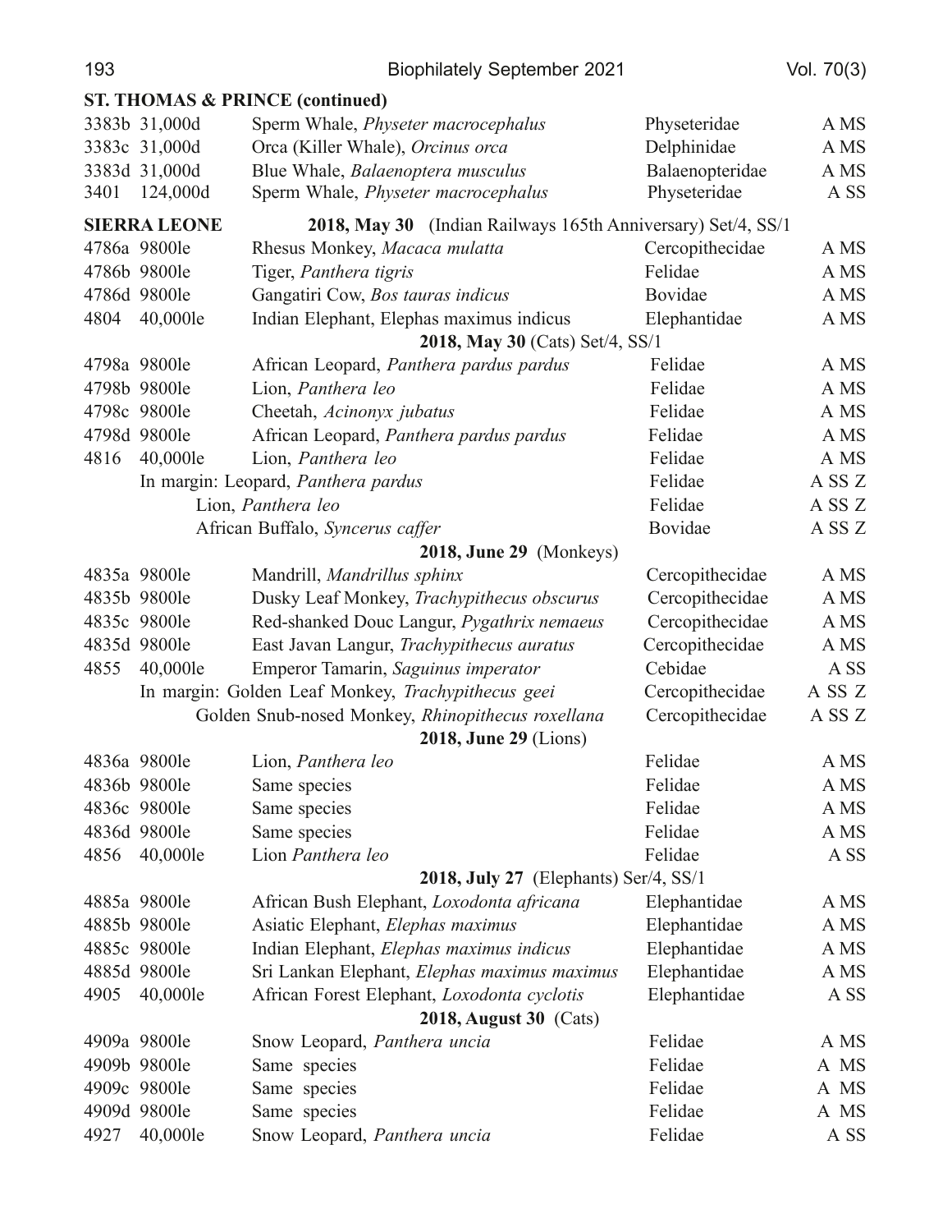**ST. THOMAS & PRINCE (continued)**

| | | | | |
|---|---|---|---|---|
| 3383b | 31,000d | Sperm Whale, *Physeter macrocephalus* | Physeteridae | A MS |
| 3383c | 31,000d | Orca (Killer Whale), *Orcinus orca* | Delphinidae | A MS |
| 3383d | 31,000d | Blue Whale, *Balaenoptera musculus* | Balaenopteridae | A MS |
| 3401 | 124,000d | Sperm Whale, *Physeter macrocephalus* | Physeteridae | A SS |

**SIERRA LEONE** — **2018, May 30** (Indian Railways 165th Anniversary) Set/4, SS/1

| | | | | |
|---|---|---|---|---|
| 4786a | 9800le | Rhesus Monkey, *Macaca mulatta* | Cercopithecidae | A MS |
| 4786b | 9800le | Tiger, *Panthera tigris* | Felidae | A MS |
| 4786d | 9800le | Gangatiri Cow, *Bos tauras indicus* | Bovidae | A MS |
| 4804 | 40,000le | Indian Elephant, Elephas maximus indicus | Elephantidae | A MS |
| | | **2018, May 30** (Cats) Set/4, SS/1 | | |
| 4798a | 9800le | African Leopard, *Panthera pardus pardus* | Felidae | A MS |
| 4798b | 9800le | Lion, *Panthera leo* | Felidae | A MS |
| 4798c | 9800le | Cheetah, *Acinonyx jubatus* | Felidae | A MS |
| 4798d | 9800le | African Leopard, *Panthera pardus pardus* | Felidae | A MS |
| 4816 | 40,000le | Lion, *Panthera leo* | Felidae | A MS |
| | | In margin: Leopard, *Panthera pardus* | Felidae | A SS Z |
| | | Lion, *Panthera leo* | Felidae | A SS Z |
| | | African Buffalo, *Syncerus caffer* | Bovidae | A SS Z |
| | | **2018, June 29** (Monkeys) | | |
| 4835a | 9800le | Mandrill, *Mandrillus sphinx* | Cercopithecidae | A MS |
| 4835b | 9800le | Dusky Leaf Monkey, *Trachypithecus obscurus* | Cercopithecidae | A MS |
| 4835c | 9800le | Red-shanked Douc Langur, *Pygathrix nemaeus* | Cercopithecidae | A MS |
| 4835d | 9800le | East Javan Langur, *Trachypithecus auratus* | Cercopithecidae | A MS |
| 4855 | 40,000le | Emperor Tamarin, *Saguinus imperator* | Cebidae | A SS |
| | | In margin: Golden Leaf Monkey, *Trachypithecus geei* | Cercopithecidae | A SS Z |
| | | Golden Snub-nosed Monkey, *Rhinopithecus roxellana* | Cercopithecidae | A SS Z |
| | | **2018, June 29** (Lions) | | |
| 4836a | 9800le | Lion, *Panthera leo* | Felidae | A MS |
| 4836b | 9800le | Same species | Felidae | A MS |
| 4836c | 9800le | Same species | Felidae | A MS |
| 4836d | 9800le | Same species | Felidae | A MS |
| 4856 | 40,000le | Lion *Panthera leo* | Felidae | A SS |
| | | **2018, July 27** (Elephants) Ser/4, SS/1 | | |
| 4885a | 9800le | African Bush Elephant, *Loxodonta africana* | Elephantidae | A MS |
| 4885b | 9800le | Asiatic Elephant, *Elephas maximus* | Elephantidae | A MS |
| 4885c | 9800le | Indian Elephant, *Elephas maximus indicus* | Elephantidae | A MS |
| 4885d | 9800le | Sri Lankan Elephant, *Elephas maximus maximus* | Elephantidae | A MS |
| 4905 | 40,000le | African Forest Elephant, *Loxodonta cyclotis* | Elephantidae | A SS |
| | | **2018, August 30** (Cats) | | |
| 4909a | 9800le | Snow Leopard, *Panthera uncia* | Felidae | A MS |
| 4909b | 9800le | Same species | Felidae | A MS |
| 4909c | 9800le | Same species | Felidae | A MS |
| 4909d | 9800le | Same species | Felidae | A MS |
| 4927 | 40,000le | Snow Leopard, *Panthera uncia* | Felidae | A SS |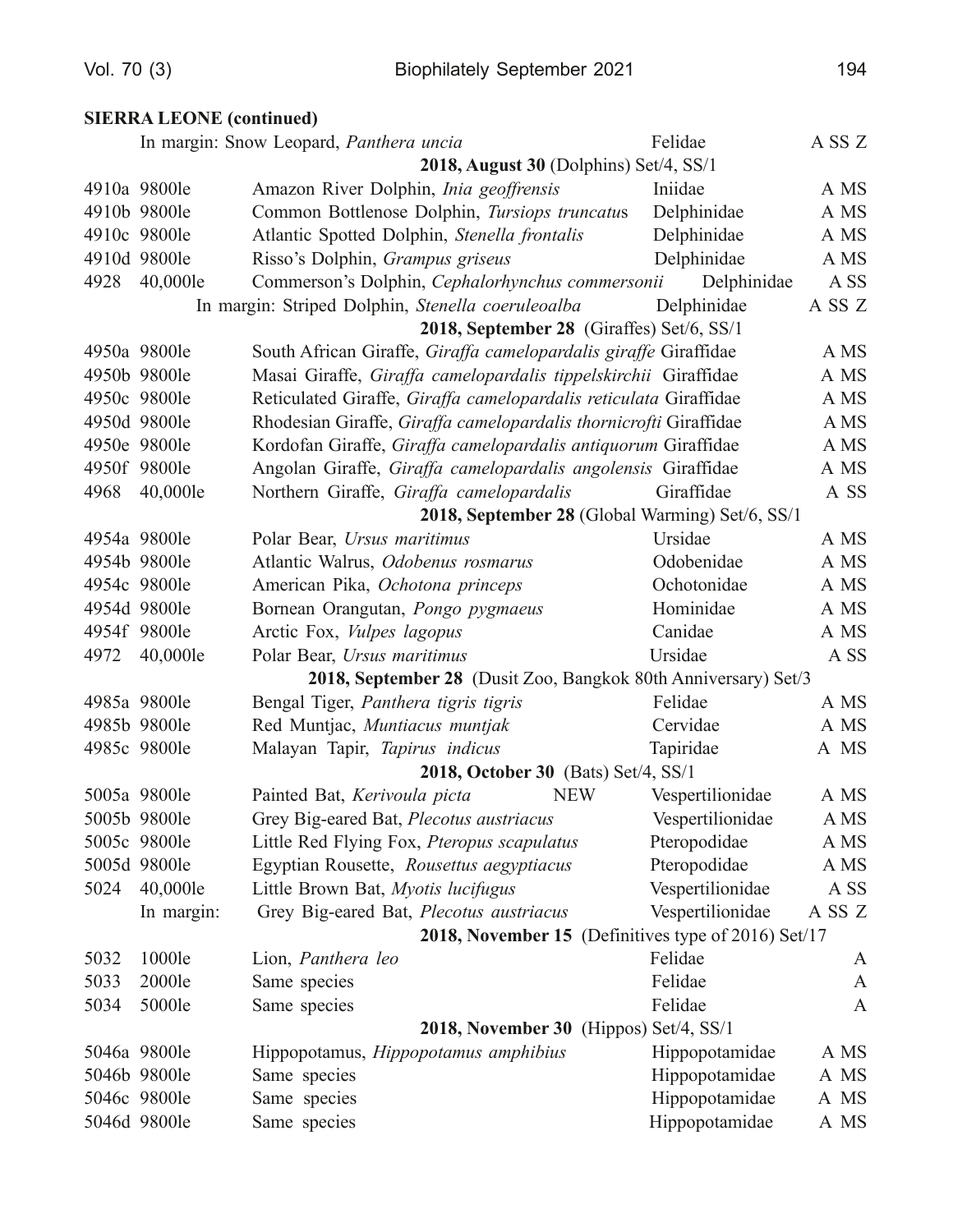**SIERRA LEONE (continued)**

| No. | Value | Description | Family | Codes |
|---|---|---|---|---|
| | | In margin: Snow Leopard, *Panthera uncia* | Felidae | A SS Z |
| | | **2018, August 30** (Dolphins) Set/4, SS/1 | | |
| 4910a | 9800le | Amazon River Dolphin, *Inia geoffrensis* | Iniidae | A MS |
| 4910b | 9800le | Common Bottlenose Dolphin, *Tursiops truncatus* | Delphinidae | A MS |
| 4910c | 9800le | Atlantic Spotted Dolphin, *Stenella frontalis* | Delphinidae | A MS |
| 4910d | 9800le | Risso's Dolphin, *Grampus griseus* | Delphinidae | A MS |
| 4928 | 40,000le | Commerson's Dolphin, *Cephalorhynchus commersonii* | Delphinidae | A SS |
| | | In margin: Striped Dolphin, *Stenella coeruleoalba* | Delphinidae | A SS Z |
| | | **2018, September 28** (Giraffes) Set/6, SS/1 | | |
| 4950a | 9800le | South African Giraffe, *Giraffa camelopardalis giraffe* | Giraffidae | A MS |
| 4950b | 9800le | Masai Giraffe, *Giraffa camelopardalis tippelskirchii* | Giraffidae | A MS |
| 4950c | 9800le | Reticulated Giraffe, *Giraffa camelopardalis reticulata* | Giraffidae | A MS |
| 4950d | 9800le | Rhodesian Giraffe, *Giraffa camelopardalis thornicrofti* | Giraffidae | A MS |
| 4950e | 9800le | Kordofan Giraffe, *Giraffa camelopardalis antiquorum* | Giraffidae | A MS |
| 4950f | 9800le | Angolan Giraffe, *Giraffa camelopardalis angolensis* | Giraffidae | A MS |
| 4968 | 40,000le | Northern Giraffe, *Giraffa camelopardalis* | Giraffidae | A SS |
| | | **2018, September 28** (Global Warming) Set/6, SS/1 | | |
| 4954a | 9800le | Polar Bear, *Ursus maritimus* | Ursidae | A MS |
| 4954b | 9800le | Atlantic Walrus, *Odobenus rosmarus* | Odobenidae | A MS |
| 4954c | 9800le | American Pika, *Ochotona princeps* | Ochotonidae | A MS |
| 4954d | 9800le | Bornean Orangutan, *Pongo pygmaeus* | Hominidae | A MS |
| 4954f | 9800le | Arctic Fox, *Vulpes lagopus* | Canidae | A MS |
| 4972 | 40,000le | Polar Bear, *Ursus maritimus* | Ursidae | A SS |
| | | **2018, September 28** (Dusit Zoo, Bangkok 80th Anniversary) Set/3 | | |
| 4985a | 9800le | Bengal Tiger, *Panthera tigris tigris* | Felidae | A MS |
| 4985b | 9800le | Red Muntjac, *Muntiacus muntjak* | Cervidae | A MS |
| 4985c | 9800le | Malayan Tapir, *Tapirus indicus* | Tapiridae | A MS |
| | | **2018, October 30** (Bats) Set/4, SS/1 | | |
| 5005a | 9800le | Painted Bat, *Kerivoula picta* NEW | Vespertilionidae | A MS |
| 5005b | 9800le | Grey Big-eared Bat, *Plecotus austriacus* | Vespertilionidae | A MS |
| 5005c | 9800le | Little Red Flying Fox, *Pteropus scapulatus* | Pteropodidae | A MS |
| 5005d | 9800le | Egyptian Rousette, *Rousettus aegyptiacus* | Pteropodidae | A MS |
| 5024 | 40,000le | Little Brown Bat, *Myotis lucifugus* | Vespertilionidae | A SS |
| | In margin: | Grey Big-eared Bat, *Plecotus austriacus* | Vespertilionidae | A SS Z |
| | | **2018, November 15** (Definitives type of 2016) Set/17 | | |
| 5032 | 1000le | Lion, *Panthera leo* | Felidae | A |
| 5033 | 2000le | Same species | Felidae | A |
| 5034 | 5000le | Same species | Felidae | A |
| | | **2018, November 30** (Hippos) Set/4, SS/1 | | |
| 5046a | 9800le | Hippopotamus, *Hippopotamus amphibius* | Hippopotamidae | A MS |
| 5046b | 9800le | Same species | Hippopotamidae | A MS |
| 5046c | 9800le | Same species | Hippopotamidae | A MS |
| 5046d | 9800le | Same species | Hippopotamidae | A MS |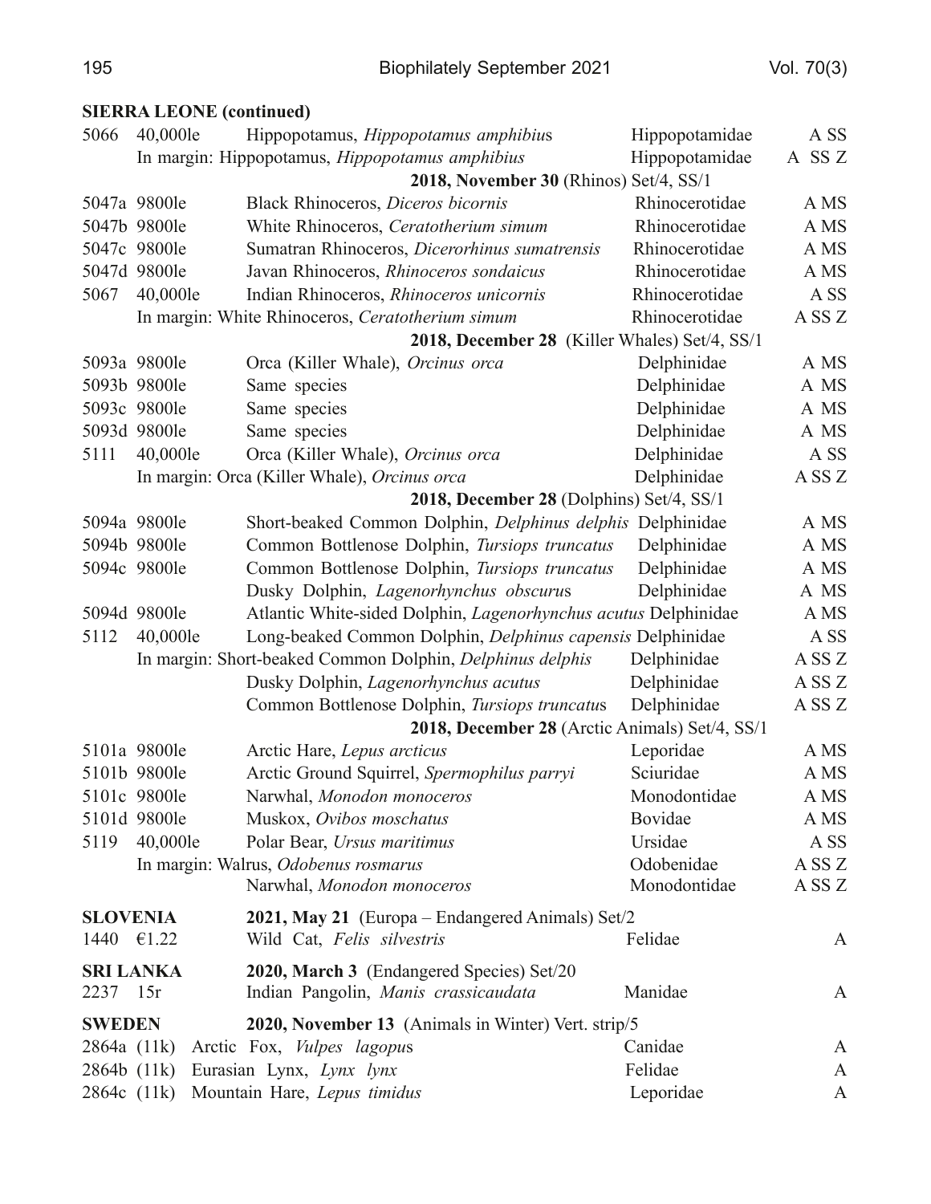**SIERRA LEONE (continued)**

| | | | | |
|---|---|---|---|---|
| 5066 | 40,000le | Hippopotamus, *Hippopotamus amphibius* | Hippopotamidae | A SS |
| | | In margin: Hippopotamus, *Hippopotamus amphibius* | Hippopotamidae | A SS Z |
| | | **2018, November 30** (Rhinos) Set/4, SS/1 | | |
| 5047a | 9800le | Black Rhinoceros, *Diceros bicornis* | Rhinocerotidae | A MS |
| 5047b | 9800le | White Rhinoceros, *Ceratotherium simum* | Rhinocerotidae | A MS |
| 5047c | 9800le | Sumatran Rhinoceros, *Dicerorhinus sumatrensis* | Rhinocerotidae | A MS |
| 5047d | 9800le | Javan Rhinoceros, *Rhinoceros sondaicus* | Rhinocerotidae | A MS |
| 5067 | 40,000le | Indian Rhinoceros, *Rhinoceros unicornis* | Rhinocerotidae | A SS |
| | | In margin: White Rhinoceros, *Ceratotherium simum* | Rhinocerotidae | A SS Z |
| | | **2018, December 28** (Killer Whales) Set/4, SS/1 | | |
| 5093a | 9800le | Orca (Killer Whale), *Orcinus orca* | Delphinidae | A MS |
| 5093b | 9800le | Same species | Delphinidae | A MS |
| 5093c | 9800le | Same species | Delphinidae | A MS |
| 5093d | 9800le | Same species | Delphinidae | A MS |
| 5111 | 40,000le | Orca (Killer Whale), *Orcinus orca* | Delphinidae | A SS |
| | | In margin: Orca (Killer Whale), *Orcinus orca* | Delphinidae | A SS Z |
| | | **2018, December 28** (Dolphins) Set/4, SS/1 | | |
| 5094a | 9800le | Short-beaked Common Dolphin, *Delphinus delphis* | Delphinidae | A MS |
| 5094b | 9800le | Common Bottlenose Dolphin, *Tursiops truncatus* | Delphinidae | A MS |
| 5094c | 9800le | Common Bottlenose Dolphin, *Tursiops truncatus* | Delphinidae | A MS |
| | | Dusky Dolphin, *Lagenorhynchus obscurus* | Delphinidae | A MS |
| 5094d | 9800le | Atlantic White-sided Dolphin, *Lagenorhynchus acutus* | Delphinidae | A MS |
| 5112 | 40,000le | Long-beaked Common Dolphin, *Delphinus capensis* | Delphinidae | A SS |
| | | In margin: Short-beaked Common Dolphin, *Delphinus delphis* | Delphinidae | A SS Z |
| | | Dusky Dolphin, *Lagenorhynchus acutus* | Delphinidae | A SS Z |
| | | Common Bottlenose Dolphin, *Tursiops truncatus* | Delphinidae | A SS Z |
| | | **2018, December 28** (Arctic Animals) Set/4, SS/1 | | |
| 5101a | 9800le | Arctic Hare, *Lepus arcticus* | Leporidae | A MS |
| 5101b | 9800le | Arctic Ground Squirrel, *Spermophilus parryi* | Sciuridae | A MS |
| 5101c | 9800le | Narwhal, *Monodon monoceros* | Monodontidae | A MS |
| 5101d | 9800le | Muskox, *Ovibos moschatus* | Bovidae | A MS |
| 5119 | 40,000le | Polar Bear, *Ursus maritimus* | Ursidae | A SS |
| | | In margin: Walrus, *Odobenus rosmarus* | Odobenidae | A SS Z |
| | | Narwhal, *Monodon monoceros* | Monodontidae | A SS Z |

**SLOVENIA** **2021, May 21** (Europa – Endangered Animals) Set/2

| | | | | |
|---|---|---|---|---|
| 1440 | €1.22 | Wild Cat, *Felis silvestris* | Felidae | A |

**SRI LANKA** **2020, March 3** (Endangered Species) Set/20

| | | | | |
|---|---|---|---|---|
| 2237 | 15r | Indian Pangolin, *Manis crassicaudata* | Manidae | A |

**SWEDEN** **2020, November 13** (Animals in Winter) Vert. strip/5

| | | | | |
|---|---|---|---|---|
| 2864a | (11k) | Arctic Fox, *Vulpes lagopus* | Canidae | A |
| 2864b | (11k) | Eurasian Lynx, *Lynx lynx* | Felidae | A |
| 2864c | (11k) | Mountain Hare, *Lepus timidus* | Leporidae | A |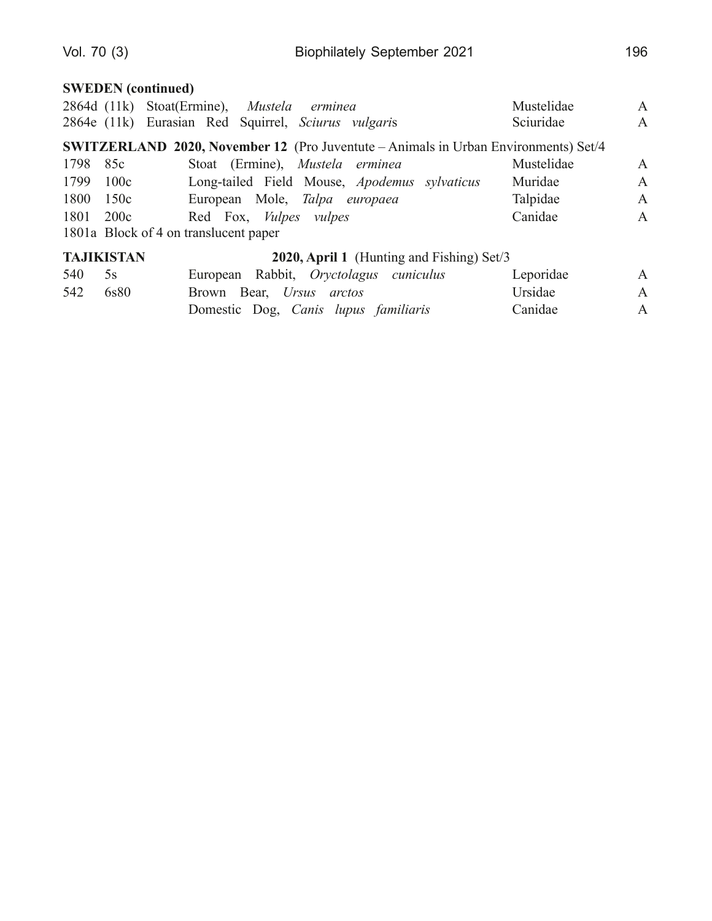**SWEDEN (continued)**

| | | | | |
|---|---|---|---|---|
| 2864d | (11k) | Stoat(Ermine), *Mustela erminea* | Mustelidae | A |
| 2864e | (11k) | Eurasian Red Squirrel, *Sciurus vulgaris* | Sciuridae | A |

**SWITZERLAND 2020, November 12** (Pro Juventute – Animals in Urban Environments) Set/4

| | | | | |
|---|---|---|---|---|
| 1798 | 85c | Stoat (Ermine), *Mustela erminea* | Mustelidae | A |
| 1799 | 100c | Long-tailed Field Mouse, *Apodemus sylvaticus* | Muridae | A |
| 1800 | 150c | European Mole, *Talpa europaea* | Talpidae | A |
| 1801 | 200c | Red Fox, *Vulpes vulpes* | Canidae | A |

1801a Block of 4 on translucent paper

**TAJIKISTAN** **2020, April 1** (Hunting and Fishing) Set/3

| | | | | |
|---|---|---|---|---|
| 540 | 5s | European Rabbit, *Oryctolagus cuniculus* | Leporidae | A |
| 542 | 6s80 | Brown Bear, *Ursus arctos* | Ursidae | A |
| | | Domestic Dog, *Canis lupus familiaris* | Canidae | A |